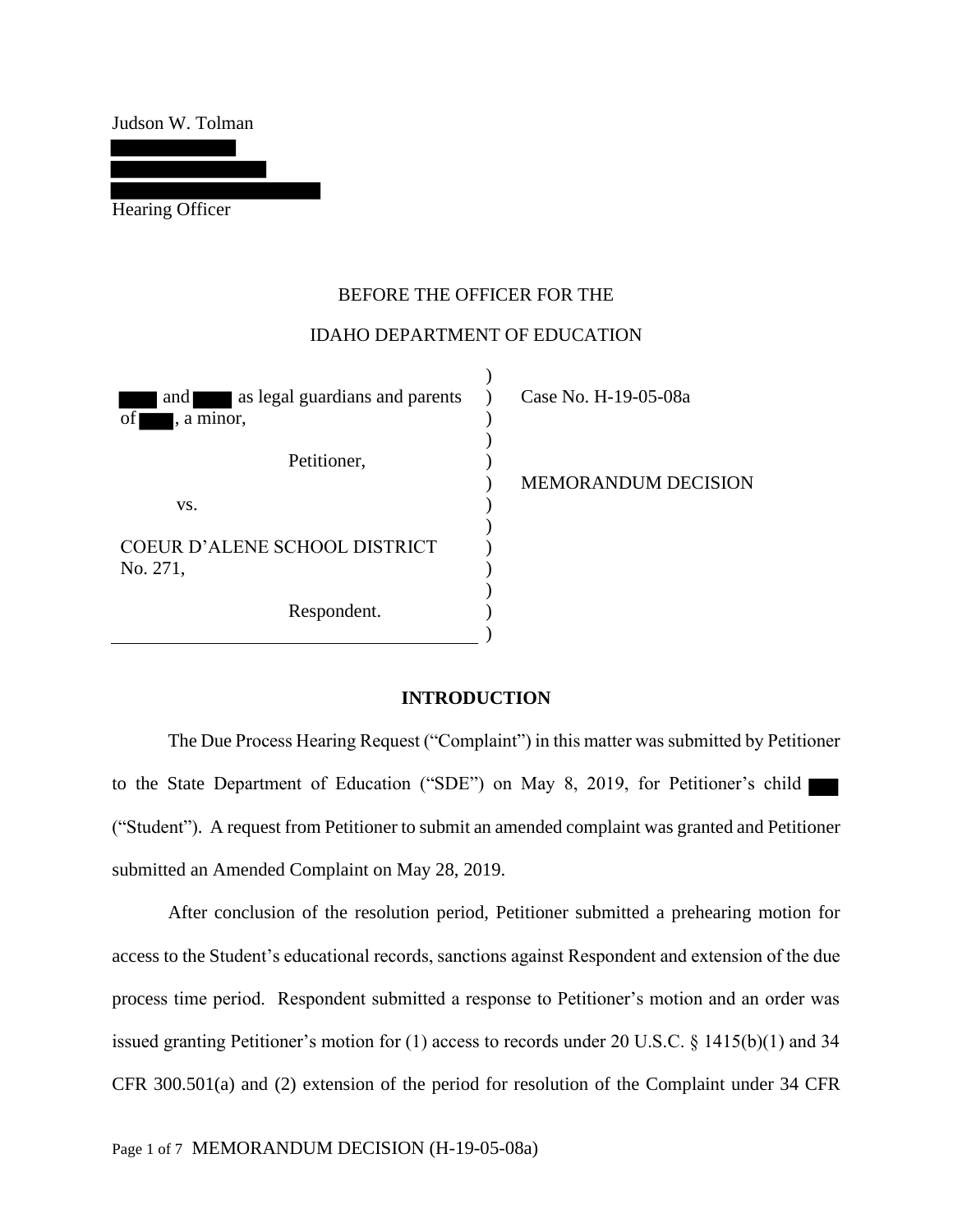Judson W. Tolman

Hearing Officer

BEFORE THE OFFICER FOR THE

IDAHO DEPARTMENT OF EDUCATION

and as legal guardians and parents of , a minor,

Petitioner,

vs.

COEUR D'ALENE SCHOOL DISTRICT No. 271,

Respondent.

Case No. H-19-05-08a

MEMORANDUM DECISION

**INTRODUCTION**

The Due Process Hearing Request ("Complaint") in this matter was submitted by Petitioner to the State Department of Education ("SDE") on May 8, 2019, for Petitioner's child ("Student"). A request from Petitioner to submit an amended complaint was granted and Petitioner submitted an Amended Complaint on May 28, 2019.

After conclusion of the resolution period, Petitioner submitted a prehearing motion for access to the Student's educational records, sanctions against Respondent and extension of the due process time period. Respondent submitted a response to Petitioner's motion and an order was issued granting Petitioner's motion for (1) access to records under 20 U.S.C. § 1415(b)(1) and 34 CFR 300.501(a) and (2) extension of the period for resolution of the Complaint under 34 CFR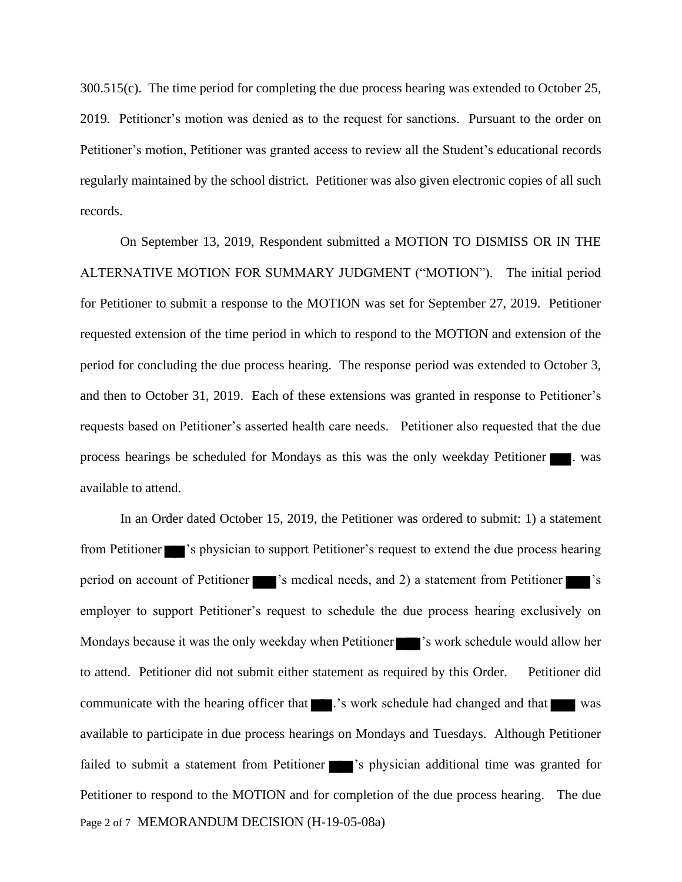300.515(c). The time period for completing the due process hearing was extended to October 25, 2019. Petitioner's motion was denied as to the request for sanctions. Pursuant to the order on Petitioner's motion, Petitioner was granted access to review all the Student's educational records regularly maintained by the school district. Petitioner was also given electronic copies of all such records.

On September 13, 2019, Respondent submitted a MOTION TO DISMISS OR IN THE ALTERNATIVE MOTION FOR SUMMARY JUDGMENT ("MOTION"). The initial period for Petitioner to submit a response to the MOTION was set for September 27, 2019. Petitioner requested extension of the time period in which to respond to the MOTION and extension of the period for concluding the due process hearing. The response period was extended to October 3, and then to October 31, 2019. Each of these extensions was granted in response to Petitioner's requests based on Petitioner's asserted health care needs. Petitioner also requested that the due process hearings be scheduled for Mondays as this was the only weekday Petitioner ███. was available to attend.

In an Order dated October 15, 2019, the Petitioner was ordered to submit: 1) a statement from Petitioner ███'s physician to support Petitioner's request to extend the due process hearing period on account of Petitioner ███'s medical needs, and 2) a statement from Petitioner ███'s employer to support Petitioner's request to schedule the due process hearing exclusively on Mondays because it was the only weekday when Petitioner ███'s work schedule would allow her to attend. Petitioner did not submit either statement as required by this Order. Petitioner did communicate with the hearing officer that ███.'s work schedule had changed and that ███ was available to participate in due process hearings on Mondays and Tuesdays. Although Petitioner failed to submit a statement from Petitioner ███'s physician additional time was granted for Petitioner to respond to the MOTION and for completion of the due process hearing. The due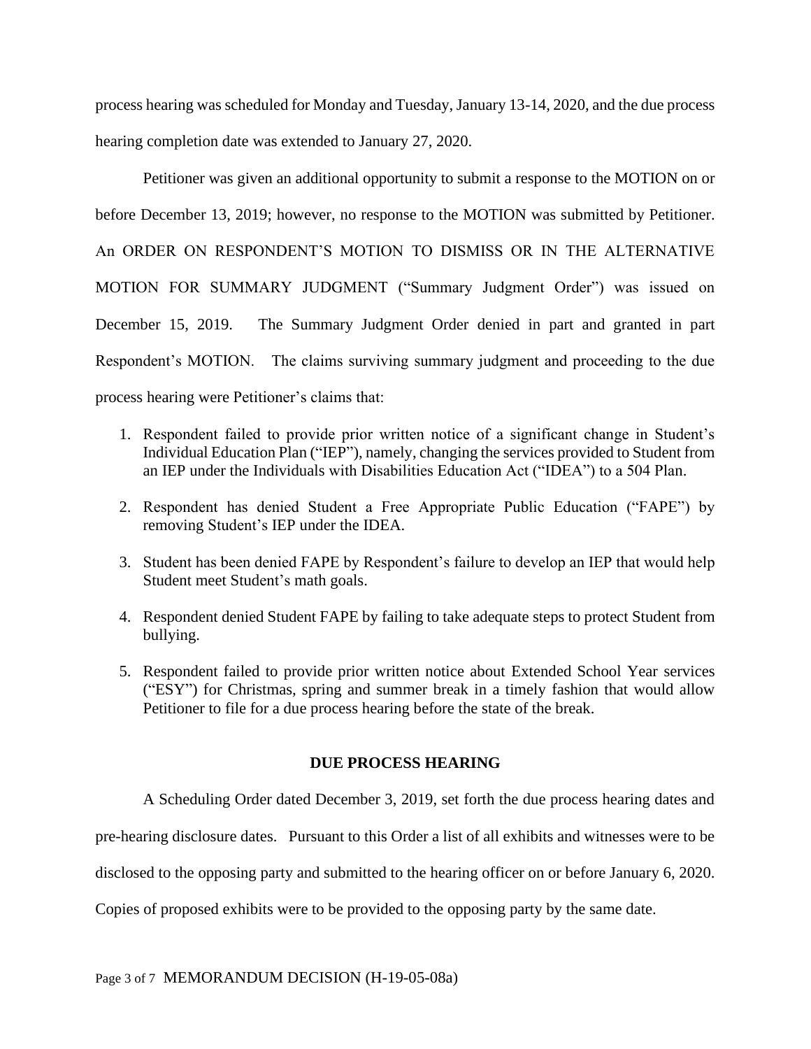process hearing was scheduled for Monday and Tuesday, January 13-14, 2020, and the due process hearing completion date was extended to January 27, 2020.

Petitioner was given an additional opportunity to submit a response to the MOTION on or before December 13, 2019; however, no response to the MOTION was submitted by Petitioner. An ORDER ON RESPONDENT'S MOTION TO DISMISS OR IN THE ALTERNATIVE MOTION FOR SUMMARY JUDGMENT ("Summary Judgment Order") was issued on December 15, 2019. The Summary Judgment Order denied in part and granted in part Respondent's MOTION. The claims surviving summary judgment and proceeding to the due process hearing were Petitioner's claims that:

1. Respondent failed to provide prior written notice of a significant change in Student's Individual Education Plan ("IEP"), namely, changing the services provided to Student from an IEP under the Individuals with Disabilities Education Act ("IDEA") to a 504 Plan.

2. Respondent has denied Student a Free Appropriate Public Education ("FAPE") by removing Student's IEP under the IDEA.

3. Student has been denied FAPE by Respondent's failure to develop an IEP that would help Student meet Student's math goals.

4. Respondent denied Student FAPE by failing to take adequate steps to protect Student from bullying.

5. Respondent failed to provide prior written notice about Extended School Year services ("ESY") for Christmas, spring and summer break in a timely fashion that would allow Petitioner to file for a due process hearing before the state of the break.

## DUE PROCESS HEARING

A Scheduling Order dated December 3, 2019, set forth the due process hearing dates and pre-hearing disclosure dates. Pursuant to this Order a list of all exhibits and witnesses were to be disclosed to the opposing party and submitted to the hearing officer on or before January 6, 2020. Copies of proposed exhibits were to be provided to the opposing party by the same date.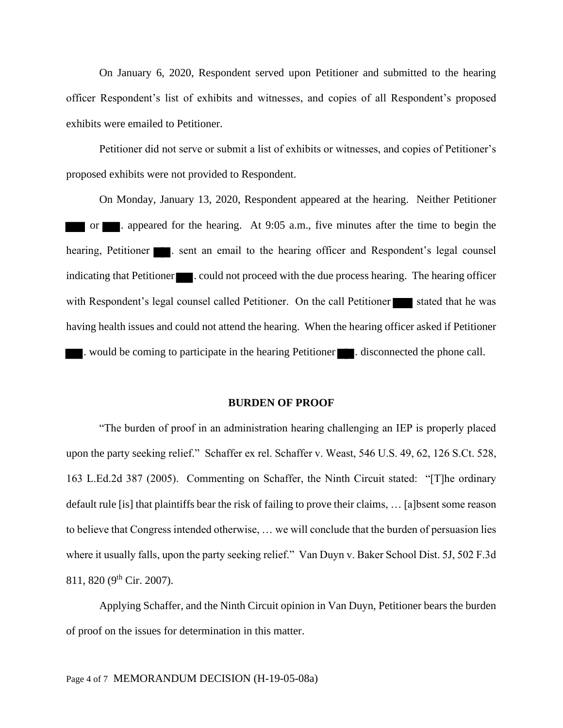On January 6, 2020, Respondent served upon Petitioner and submitted to the hearing officer Respondent's list of exhibits and witnesses, and copies of all Respondent's proposed exhibits were emailed to Petitioner.

Petitioner did not serve or submit a list of exhibits or witnesses, and copies of Petitioner's proposed exhibits were not provided to Respondent.

On Monday, January 13, 2020, Respondent appeared at the hearing. Neither Petitioner ███ or ███. appeared for the hearing. At 9:05 a.m., five minutes after the time to begin the hearing, Petitioner ███. sent an email to the hearing officer and Respondent's legal counsel indicating that Petitioner ███. could not proceed with the due process hearing. The hearing officer with Respondent's legal counsel called Petitioner. On the call Petitioner ███ stated that he was having health issues and could not attend the hearing. When the hearing officer asked if Petitioner ███. would be coming to participate in the hearing Petitioner ███. disconnected the phone call.

## BURDEN OF PROOF

"The burden of proof in an administration hearing challenging an IEP is properly placed upon the party seeking relief." Schaffer ex rel. Schaffer v. Weast, 546 U.S. 49, 62, 126 S.Ct. 528, 163 L.Ed.2d 387 (2005). Commenting on Schaffer, the Ninth Circuit stated: "[T]he ordinary default rule [is] that plaintiffs bear the risk of failing to prove their claims, … [a]bsent some reason to believe that Congress intended otherwise, … we will conclude that the burden of persuasion lies where it usually falls, upon the party seeking relief." Van Duyn v. Baker School Dist. 5J, 502 F.3d 811, 820 (9th Cir. 2007).

Applying Schaffer, and the Ninth Circuit opinion in Van Duyn, Petitioner bears the burden of proof on the issues for determination in this matter.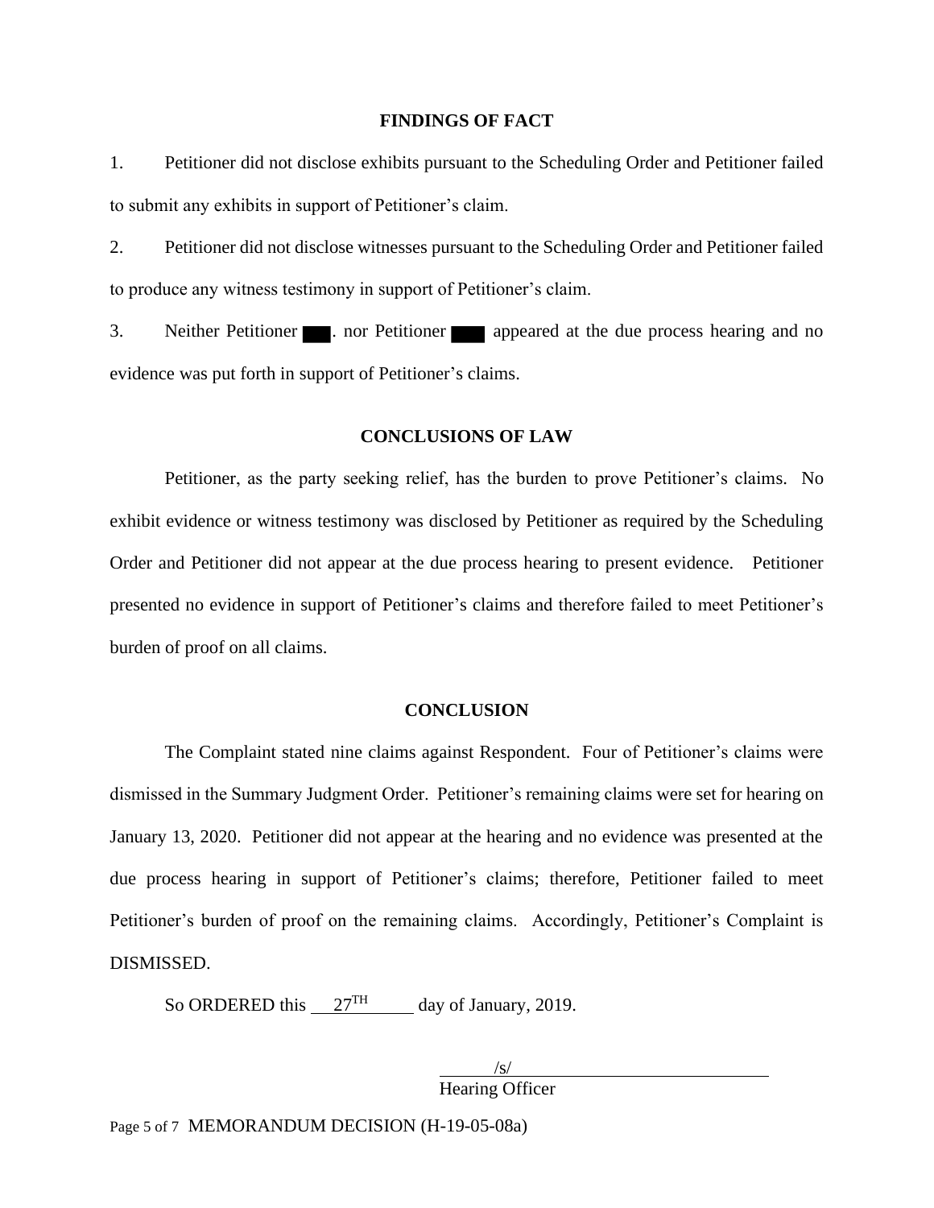## FINDINGS OF FACT

1. Petitioner did not disclose exhibits pursuant to the Scheduling Order and Petitioner failed to submit any exhibits in support of Petitioner's claim.

2. Petitioner did not disclose witnesses pursuant to the Scheduling Order and Petitioner failed to produce any witness testimony in support of Petitioner's claim.

3. Neither Petitioner ███. nor Petitioner ███ appeared at the due process hearing and no evidence was put forth in support of Petitioner's claims.

## CONCLUSIONS OF LAW

Petitioner, as the party seeking relief, has the burden to prove Petitioner's claims. No exhibit evidence or witness testimony was disclosed by Petitioner as required by the Scheduling Order and Petitioner did not appear at the due process hearing to present evidence. Petitioner presented no evidence in support of Petitioner's claims and therefore failed to meet Petitioner's burden of proof on all claims.

## CONCLUSION

The Complaint stated nine claims against Respondent. Four of Petitioner's claims were dismissed in the Summary Judgment Order. Petitioner's remaining claims were set for hearing on January 13, 2020. Petitioner did not appear at the hearing and no evidence was presented at the due process hearing in support of Petitioner's claims; therefore, Petitioner failed to meet Petitioner's burden of proof on the remaining claims. Accordingly, Petitioner's Complaint is DISMISSED.

So ORDERED this 27TH day of January, 2019.

/s/
Hearing Officer

MEMORANDUM DECISION (H-19-05-08a)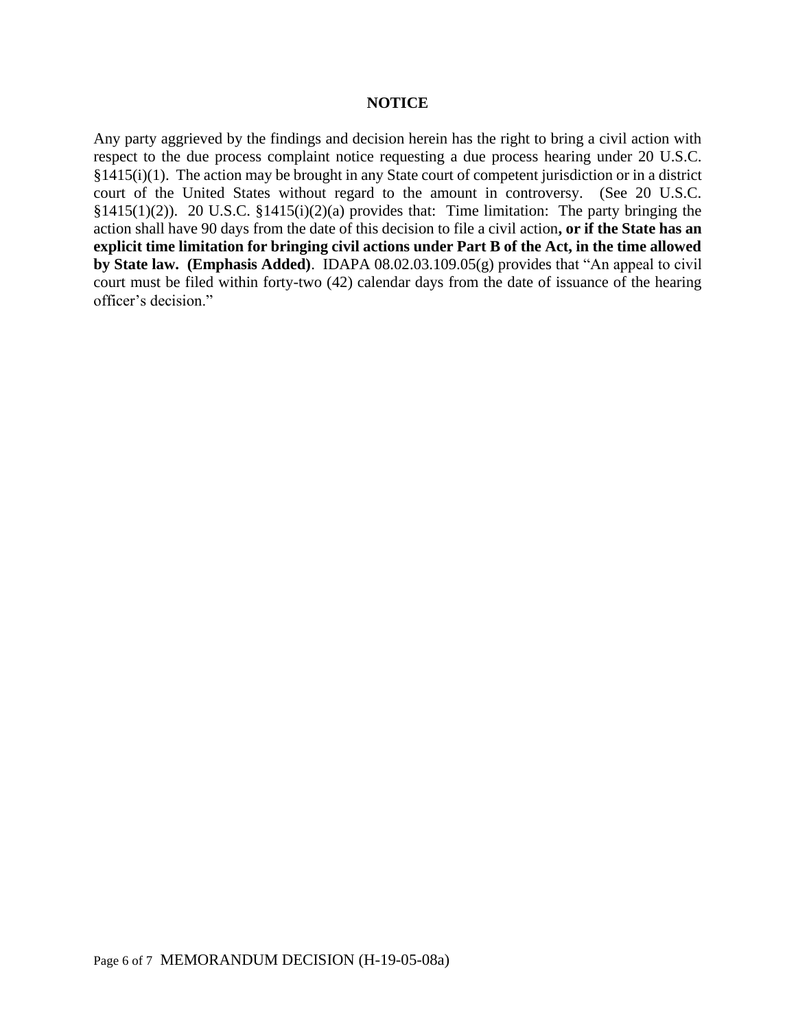**NOTICE**

Any party aggrieved by the findings and decision herein has the right to bring a civil action with respect to the due process complaint notice requesting a due process hearing under 20 U.S.C. §1415(i)(1). The action may be brought in any State court of competent jurisdiction or in a district court of the United States without regard to the amount in controversy. (See 20 U.S.C. §1415(1)(2)). 20 U.S.C. §1415(i)(2)(a) provides that: Time limitation: The party bringing the action shall have 90 days from the date of this decision to file a civil action**, or if the State has an explicit time limitation for bringing civil actions under Part B of the Act, in the time allowed by State law. (Emphasis Added)**. IDAPA 08.02.03.109.05(g) provides that "An appeal to civil court must be filed within forty-two (42) calendar days from the date of issuance of the hearing officer's decision."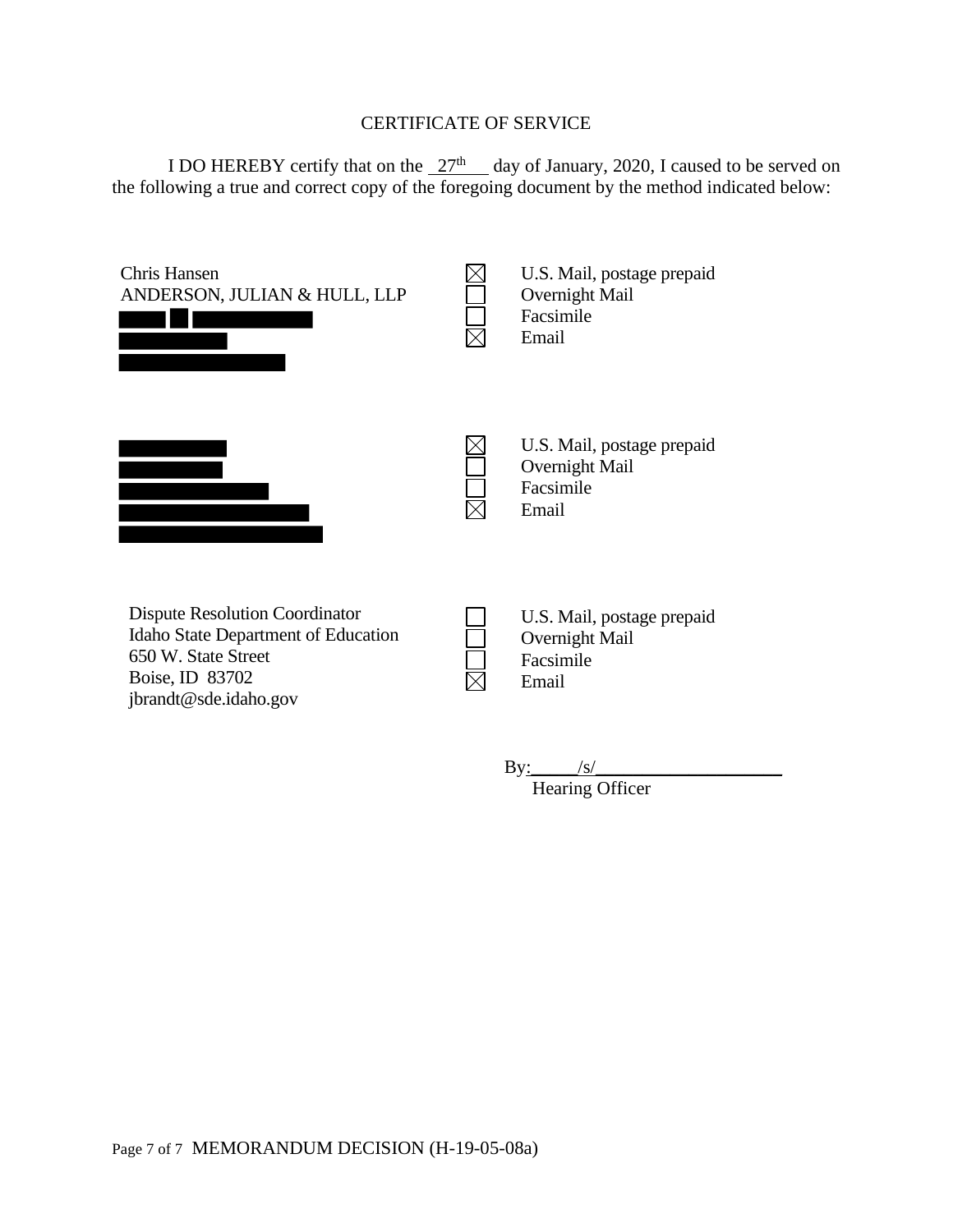CERTIFICATE OF SERVICE

I DO HEREBY certify that on the 27th day of January, 2020, I caused to be served on the following a true and correct copy of the foregoing document by the method indicated below:

| | | |
|---|---|---|
| Chris Hansen<br>ANDERSON, JULIAN & HULL, LLP<br>[REDACTED]<br>[REDACTED]<br>[REDACTED] | ☒<br>☐<br>☐<br>☒ | U.S. Mail, postage prepaid<br>Overnight Mail<br>Facsimile<br>Email |
| [REDACTED]<br>[REDACTED]<br>[REDACTED]<br>[REDACTED]<br>[REDACTED] | ☒<br>☐<br>☐<br>☒ | U.S. Mail, postage prepaid<br>Overnight Mail<br>Facsimile<br>Email |
| Dispute Resolution Coordinator<br>Idaho State Department of Education<br>650 W. State Street<br>Boise, ID 83702<br>jbrandt@sde.idaho.gov | ☐<br>☐<br>☐<br>☒ | U.S. Mail, postage prepaid<br>Overnight Mail<br>Facsimile<br>Email |

By: /s/
Hearing Officer